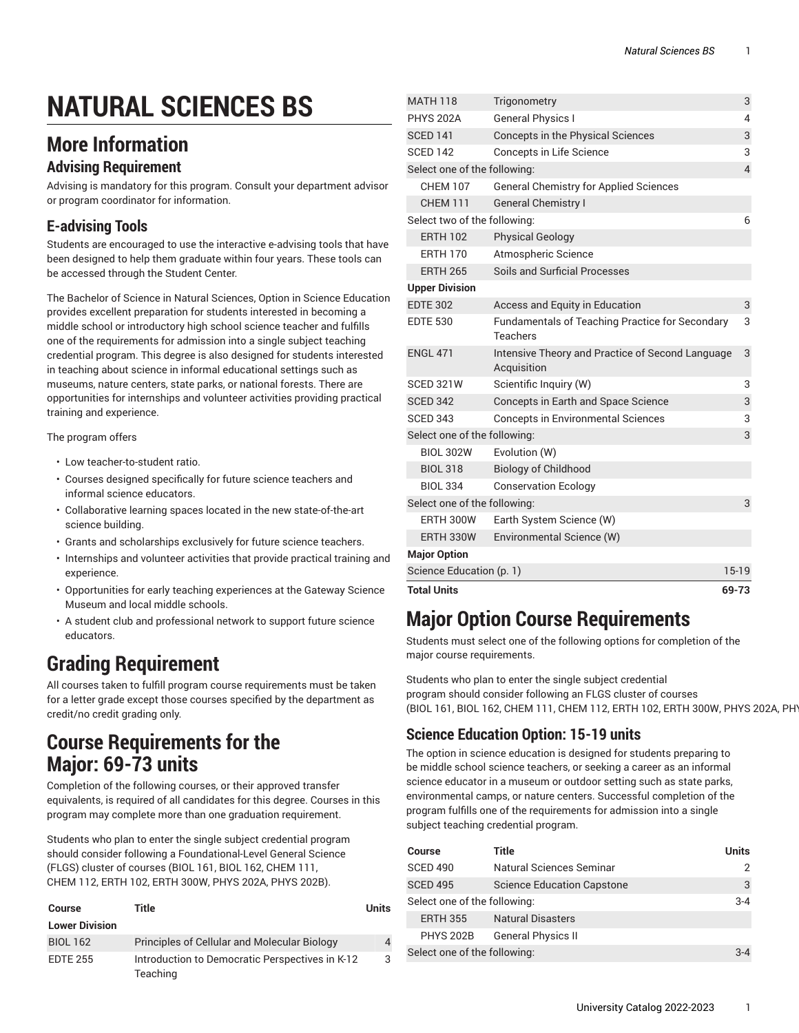# NATURAL SCIENCES BS

## More Information

### Advising Requirement

Advising is mandatory for this program. Consult your department advisor or program coordinator for information.

### E-advising Tools

Students are encouraged to use the interactive e-advising tools that have been designed to help them graduate within four years. These tools can be accessed through the Student Center.

The Bachelor of Science in Natural Sciences, Option in Science Education provides excellent preparation for students interested in becoming a middle school or introductory high school science teacher and fulfills one of the requirements for admission into a single subject teaching credential program. This degree is also designed for students interested in teaching about science in informal educational settings such as museums, nature centers, state parks, or national forests. There are opportunities for internships and volunteer activities providing practical training and experience.

The program offers

- Low teacher-to-student ratio.
- Courses designed specifically for future science teachers and informal science educators.
- Collaborative learning spaces located in the new state-of-the-art science building.
- Grants and scholarships exclusively for future science teachers.
- Internships and volunteer activities that provide practical training and experience.
- Opportunities for early teaching experiences at the Gateway Science Museum and local middle schools.
- A student club and professional network to support future science educators.

# Grading Requirement

All courses taken to fulfill program course requirements must be taken for a letter grade except those courses specified by the department as credit/no credit grading only.

# Course Requirements for the Major: 69-73 units

Completion of the following courses, or their approved transfer equivalents, is required of all candidates for this degree. Courses in this program may complete more than one graduation requirement.

Students who plan to enter the single subject credential program should consider following a Foundational-Level General Science (FLGS) cluster of courses (BIOL 161, BIOL 162, CHEM 111, CHEM 112, ERTH 102, ERTH 300W, PHYS 202A, PHYS 202B).

| Course | Title | Units |
|---|---|---|
| **Lower Division** | | |
| BIOL 162 | Principles of Cellular and Molecular Biology | 4 |
| EDTE 255 | Introduction to Democratic Perspectives in K-12 Teaching | 3 |
| MATH 118 | Trigonometry | 3 |
| PHYS 202A | General Physics I | 4 |
| SCED 141 | Concepts in the Physical Sciences | 3 |
| SCED 142 | Concepts in Life Science | 3 |
| Select one of the following: | | 4 |
| CHEM 107 | General Chemistry for Applied Sciences | |
| CHEM 111 | General Chemistry I | |
| Select two of the following: | | 6 |
| ERTH 102 | Physical Geology | |
| ERTH 170 | Atmospheric Science | |
| ERTH 265 | Soils and Surficial Processes | |
| **Upper Division** | | |
| EDTE 302 | Access and Equity in Education | 3 |
| EDTE 530 | Fundamentals of Teaching Practice for Secondary Teachers | 3 |
| ENGL 471 | Intensive Theory and Practice of Second Language Acquisition | 3 |
| SCED 321W | Scientific Inquiry (W) | 3 |
| SCED 342 | Concepts in Earth and Space Science | 3 |
| SCED 343 | Concepts in Environmental Sciences | 3 |
| Select one of the following: | | 3 |
| BIOL 302W | Evolution (W) | |
| BIOL 318 | Biology of Childhood | |
| BIOL 334 | Conservation Ecology | |
| Select one of the following: | | 3 |
| ERTH 300W | Earth System Science (W) | |
| ERTH 330W | Environmental Science (W) | |
| **Major Option** | | |
| Science Education (p. 1) | | 15-19 |
| **Total Units** | | **69-73** |

# Major Option Course Requirements

Students must select one of the following options for completion of the major course requirements.

Students who plan to enter the single subject credential program should consider following an FLGS cluster of courses (BIOL 161, BIOL 162, CHEM 111, CHEM 112, ERTH 102, ERTH 300W, PHYS 202A, PHY

## Science Education Option: 15-19 units

The option in science education is designed for students preparing to be middle school science teachers, or seeking a career as an informal science educator in a museum or outdoor setting such as state parks, environmental camps, or nature centers. Successful completion of the program fulfills one of the requirements for admission into a single subject teaching credential program.

| Course | Title | Units |
|---|---|---|
| SCED 490 | Natural Sciences Seminar | 2 |
| SCED 495 | Science Education Capstone | 3 |
| Select one of the following: | | 3-4 |
| ERTH 355 | Natural Disasters | |
| PHYS 202B | General Physics II | |
| Select one of the following: | | 3-4 |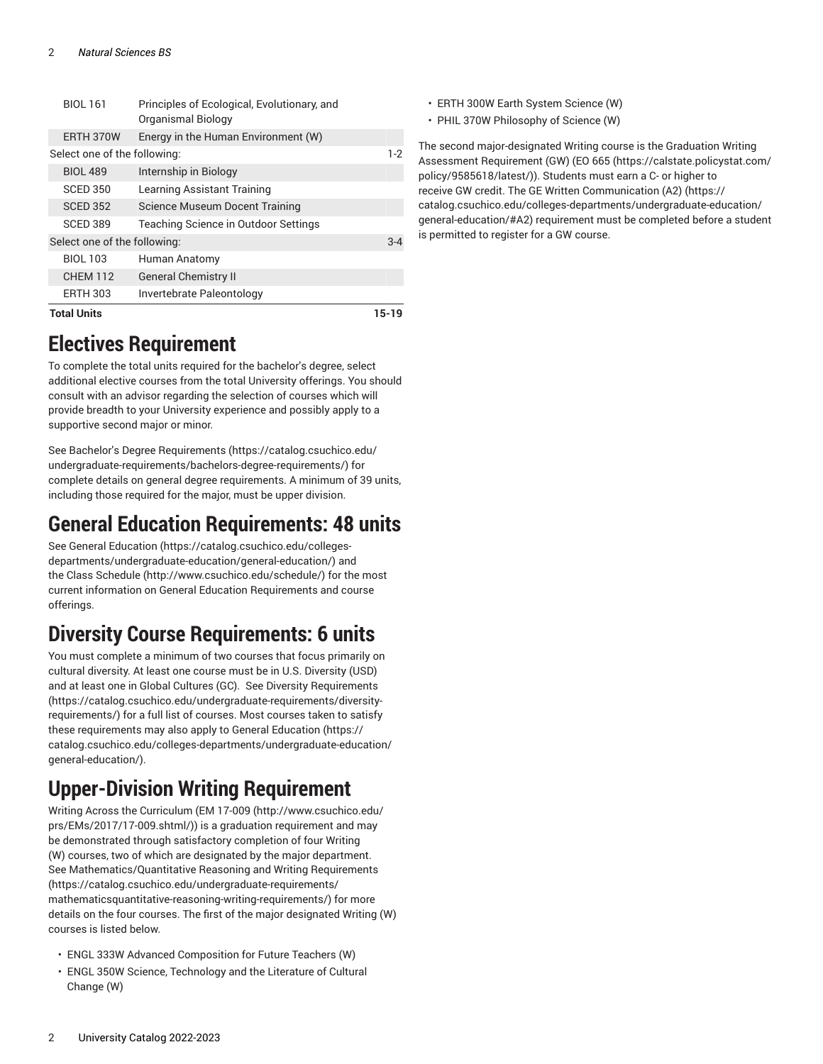| | | |
|---|---|---|
| BIOL 161 | Principles of Ecological, Evolutionary, and Organismal Biology | |
| ERTH 370W | Energy in the Human Environment (W) | |
| Select one of the following: | | 1-2 |
| BIOL 489 | Internship in Biology | |
| SCED 350 | Learning Assistant Training | |
| SCED 352 | Science Museum Docent Training | |
| SCED 389 | Teaching Science in Outdoor Settings | |
| Select one of the following: | | 3-4 |
| BIOL 103 | Human Anatomy | |
| CHEM 112 | General Chemistry II | |
| ERTH 303 | Invertebrate Paleontology | |
| **Total Units** | | **15-19** |

# Electives Requirement

To complete the total units required for the bachelor's degree, select additional elective courses from the total University offerings. You should consult with an advisor regarding the selection of courses which will provide breadth to your University experience and possibly apply to a supportive second major or minor.

See Bachelor's Degree Requirements (https://catalog.csuchico.edu/undergraduate-requirements/bachelors-degree-requirements/) for complete details on general degree requirements. A minimum of 39 units, including those required for the major, must be upper division.

# General Education Requirements: 48 units

See General Education (https://catalog.csuchico.edu/colleges-departments/undergraduate-education/general-education/) and the Class Schedule (http://www.csuchico.edu/schedule/) for the most current information on General Education Requirements and course offerings.

# Diversity Course Requirements: 6 units

You must complete a minimum of two courses that focus primarily on cultural diversity. At least one course must be in U.S. Diversity (USD) and at least one in Global Cultures (GC). See Diversity Requirements (https://catalog.csuchico.edu/undergraduate-requirements/diversity-requirements/) for a full list of courses. Most courses taken to satisfy these requirements may also apply to General Education (https://catalog.csuchico.edu/colleges-departments/undergraduate-education/general-education/).

# Upper-Division Writing Requirement

Writing Across the Curriculum (EM 17-009 (http://www.csuchico.edu/prs/EMs/2017/17-009.shtml/)) is a graduation requirement and may be demonstrated through satisfactory completion of four Writing (W) courses, two of which are designated by the major department. See Mathematics/Quantitative Reasoning and Writing Requirements (https://catalog.csuchico.edu/undergraduate-requirements/mathematicsquantitative-reasoning-writing-requirements/) for more details on the four courses. The first of the major designated Writing (W) courses is listed below.

- ENGL 333W Advanced Composition for Future Teachers (W)
- ENGL 350W Science, Technology and the Literature of Cultural Change (W)
- ERTH 300W Earth System Science (W)
- PHIL 370W Philosophy of Science (W)

The second major-designated Writing course is the Graduation Writing Assessment Requirement (GW) (EO 665 (https://calstate.policystat.com/policy/9585618/latest/)). Students must earn a C- or higher to receive GW credit. The GE Written Communication (A2) (https://catalog.csuchico.edu/colleges-departments/undergraduate-education/general-education/#A2) requirement must be completed before a student is permitted to register for a GW course.